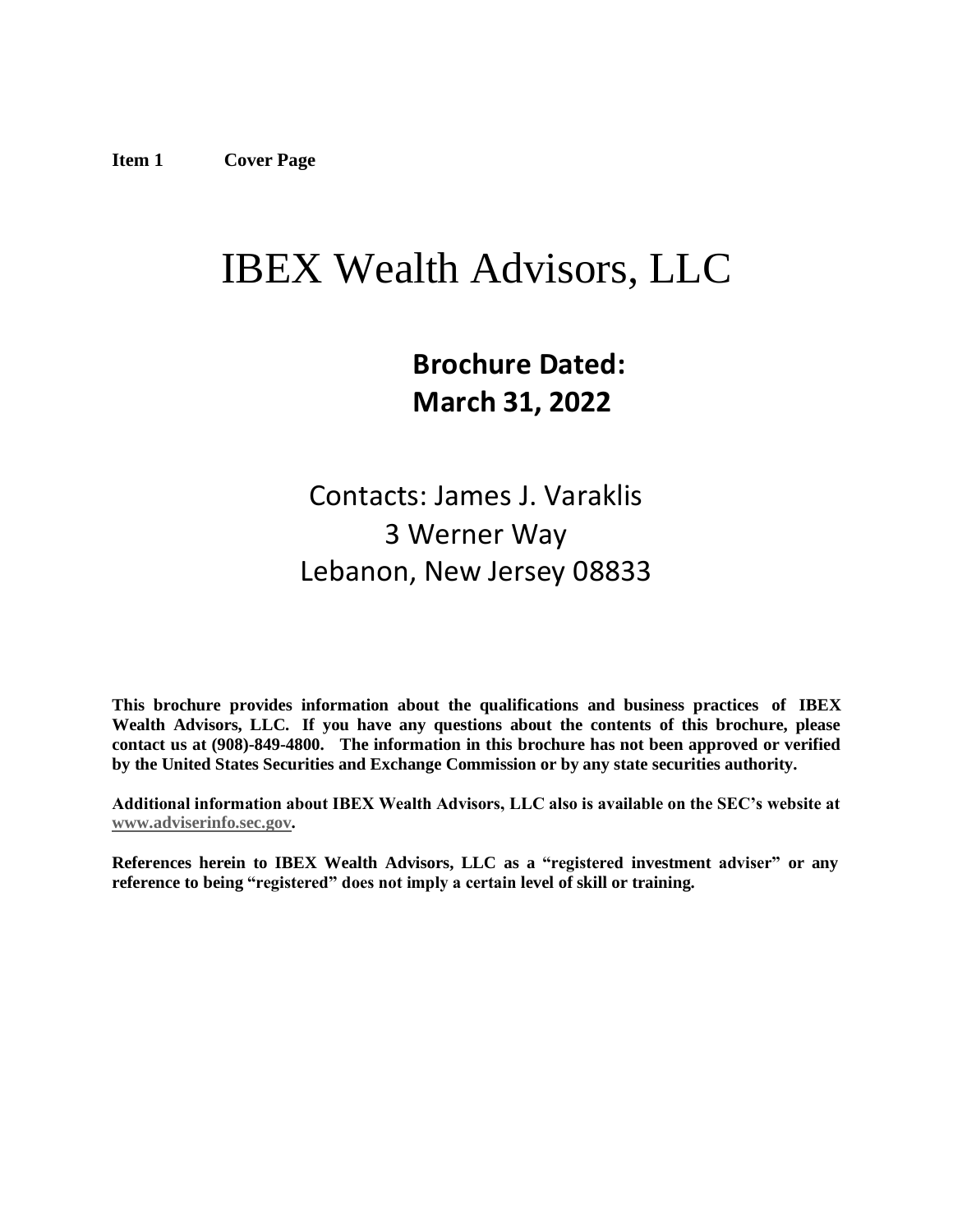**Item 1 Cover Page**

# IBEX Wealth Advisors, LLC

## Brochure Dated:
## March 31, 2022

Contacts: James J. Varaklis
3 Werner Way
Lebanon, New Jersey 08833

**This brochure provides information about the qualifications and business practices of IBEX Wealth Advisors, LLC. If you have any questions about the contents of this brochure, please contact us at (908)-849-4800. The information in this brochure has not been approved or verified by the United States Securities and Exchange Commission or by any state securities authority.**

**Additional information about IBEX Wealth Advisors, LLC also is available on the SEC's website at www.adviserinfo.sec.gov.**

**References herein to IBEX Wealth Advisors, LLC as a "registered investment adviser" or any reference to being "registered" does not imply a certain level of skill or training.**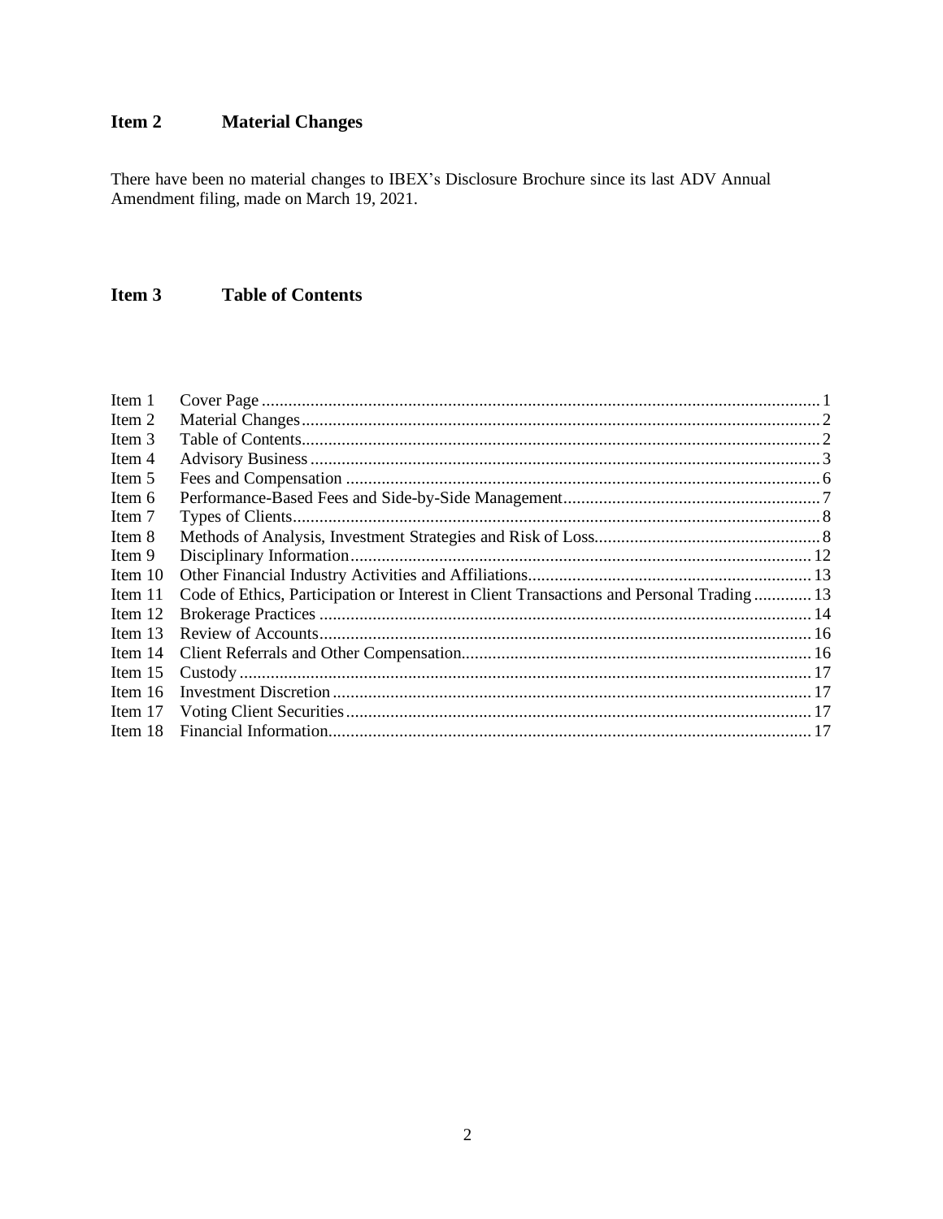## Item 2 Material Changes

There have been no material changes to IBEX's Disclosure Brochure since its last ADV Annual Amendment filing, made on March 19, 2021.

## Item 3 Table of Contents

| | | |
|---|---|---|
| Item 1 | Cover Page | 1 |
| Item 2 | Material Changes | 2 |
| Item 3 | Table of Contents | 2 |
| Item 4 | Advisory Business | 3 |
| Item 5 | Fees and Compensation | 6 |
| Item 6 | Performance-Based Fees and Side-by-Side Management | 7 |
| Item 7 | Types of Clients | 8 |
| Item 8 | Methods of Analysis, Investment Strategies and Risk of Loss | 8 |
| Item 9 | Disciplinary Information | 12 |
| Item 10 | Other Financial Industry Activities and Affiliations | 13 |
| Item 11 | Code of Ethics, Participation or Interest in Client Transactions and Personal Trading | 13 |
| Item 12 | Brokerage Practices | 14 |
| Item 13 | Review of Accounts | 16 |
| Item 14 | Client Referrals and Other Compensation | 16 |
| Item 15 | Custody | 17 |
| Item 16 | Investment Discretion | 17 |
| Item 17 | Voting Client Securities | 17 |
| Item 18 | Financial Information | 17 |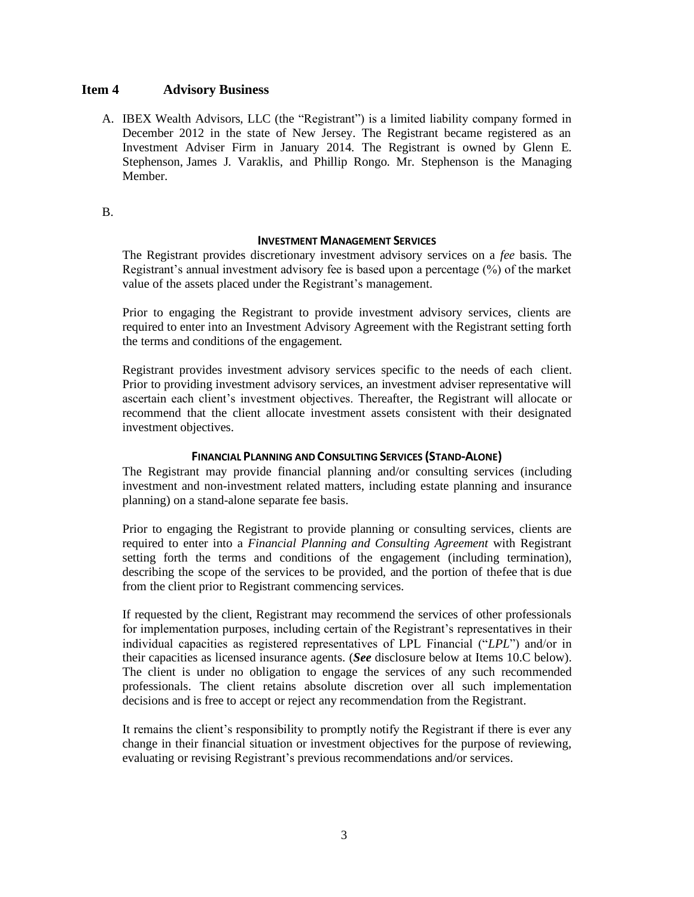## Item 4 Advisory Business

A. IBEX Wealth Advisors, LLC (the "Registrant") is a limited liability company formed in December 2012 in the state of New Jersey. The Registrant became registered as an Investment Adviser Firm in January 2014. The Registrant is owned by Glenn E. Stephenson, James J. Varaklis, and Phillip Rongo. Mr. Stephenson is the Managing Member.

B.

### INVESTMENT MANAGEMENT SERVICES

The Registrant provides discretionary investment advisory services on a *fee* basis. The Registrant's annual investment advisory fee is based upon a percentage (%) of the market value of the assets placed under the Registrant's management.

Prior to engaging the Registrant to provide investment advisory services, clients are required to enter into an Investment Advisory Agreement with the Registrant setting forth the terms and conditions of the engagement.

Registrant provides investment advisory services specific to the needs of each client. Prior to providing investment advisory services, an investment adviser representative will ascertain each client's investment objectives. Thereafter, the Registrant will allocate or recommend that the client allocate investment assets consistent with their designated investment objectives.

### FINANCIAL PLANNING AND CONSULTING SERVICES (STAND-ALONE)

The Registrant may provide financial planning and/or consulting services (including investment and non-investment related matters, including estate planning and insurance planning) on a stand-alone separate fee basis.

Prior to engaging the Registrant to provide planning or consulting services, clients are required to enter into a *Financial Planning and Consulting Agreement* with Registrant setting forth the terms and conditions of the engagement (including termination), describing the scope of the services to be provided, and the portion of thefee that is due from the client prior to Registrant commencing services.

If requested by the client, Registrant may recommend the services of other professionals for implementation purposes, including certain of the Registrant's representatives in their individual capacities as registered representatives of LPL Financial ("*LPL*") and/or in their capacities as licensed insurance agents. (***See*** disclosure below at Items 10.C below). The client is under no obligation to engage the services of any such recommended professionals. The client retains absolute discretion over all such implementation decisions and is free to accept or reject any recommendation from the Registrant.

It remains the client's responsibility to promptly notify the Registrant if there is ever any change in their financial situation or investment objectives for the purpose of reviewing, evaluating or revising Registrant's previous recommendations and/or services.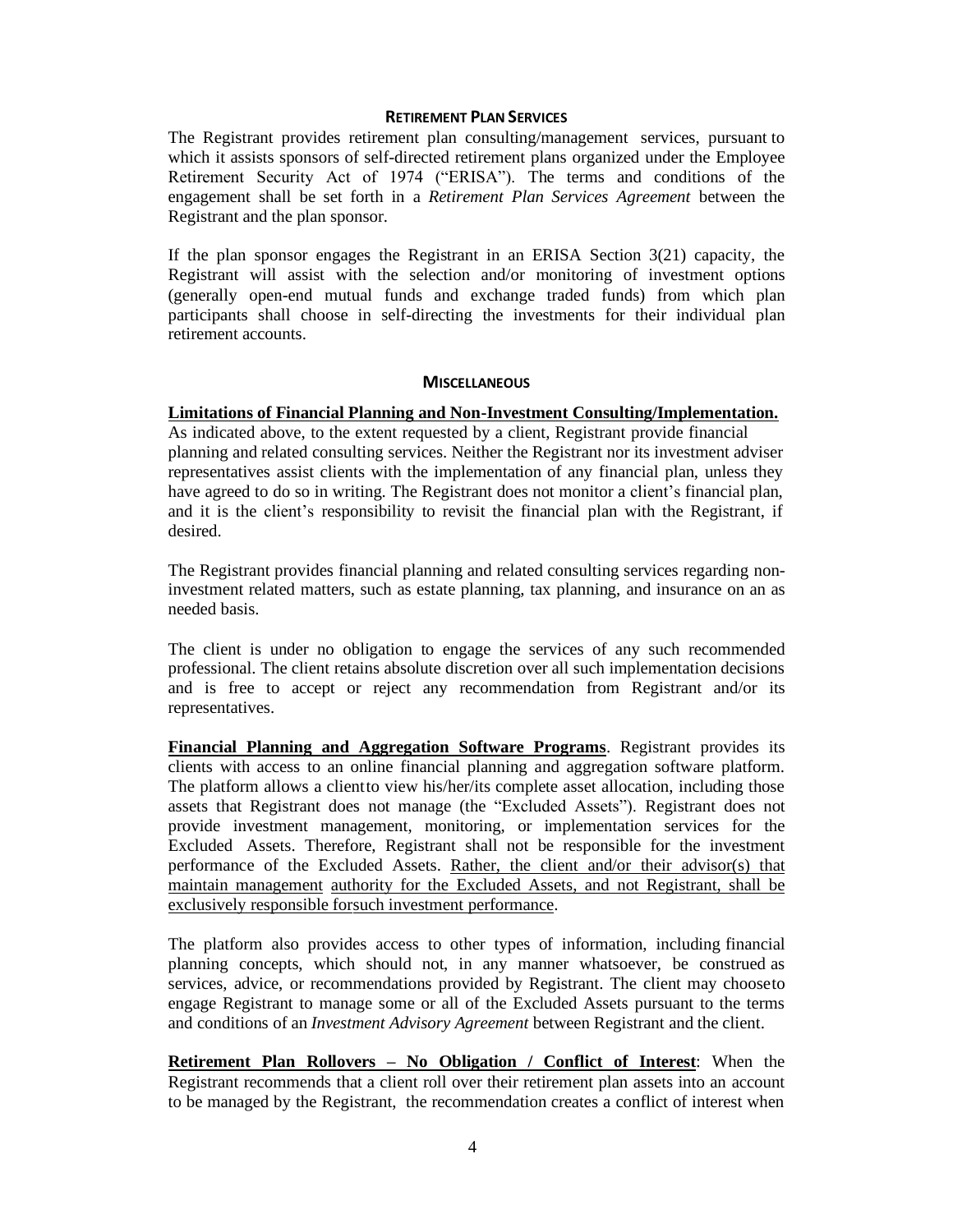## Retirement Plan Services

The Registrant provides retirement plan consulting/management services, pursuant to which it assists sponsors of self-directed retirement plans organized under the Employee Retirement Security Act of 1974 ("ERISA"). The terms and conditions of the engagement shall be set forth in a *Retirement Plan Services Agreement* between the Registrant and the plan sponsor.

If the plan sponsor engages the Registrant in an ERISA Section 3(21) capacity, the Registrant will assist with the selection and/or monitoring of investment options (generally open-end mutual funds and exchange traded funds) from which plan participants shall choose in self-directing the investments for their individual plan retirement accounts.

## Miscellaneous

**Limitations of Financial Planning and Non-Investment Consulting/Implementation.** As indicated above, to the extent requested by a client, Registrant provide financial planning and related consulting services. Neither the Registrant nor its investment adviser representatives assist clients with the implementation of any financial plan, unless they have agreed to do so in writing. The Registrant does not monitor a client's financial plan, and it is the client's responsibility to revisit the financial plan with the Registrant, if desired.

The Registrant provides financial planning and related consulting services regarding non-investment related matters, such as estate planning, tax planning, and insurance on an as needed basis.

The client is under no obligation to engage the services of any such recommended professional. The client retains absolute discretion over all such implementation decisions and is free to accept or reject any recommendation from Registrant and/or its representatives.

**Financial Planning and Aggregation Software Programs**. Registrant provides its clients with access to an online financial planning and aggregation software platform. The platform allows a clientto view his/her/its complete asset allocation, including those assets that Registrant does not manage (the "Excluded Assets"). Registrant does not provide investment management, monitoring, or implementation services for the Excluded Assets. Therefore, Registrant shall not be responsible for the investment performance of the Excluded Assets. Rather, the client and/or their advisor(s) that maintain management authority for the Excluded Assets, and not Registrant, shall be exclusively responsible forsuch investment performance.

The platform also provides access to other types of information, including financial planning concepts, which should not, in any manner whatsoever, be construed as services, advice, or recommendations provided by Registrant. The client may chooseto engage Registrant to manage some or all of the Excluded Assets pursuant to the terms and conditions of an *Investment Advisory Agreement* between Registrant and the client.

**Retirement Plan Rollovers – No Obligation / Conflict of Interest**: When the Registrant recommends that a client roll over their retirement plan assets into an account to be managed by the Registrant, the recommendation creates a conflict of interest when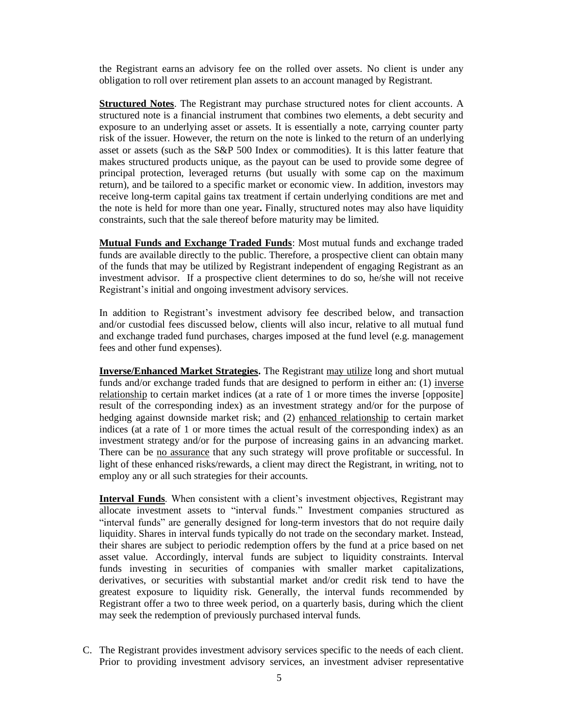the Registrant earns an advisory fee on the rolled over assets. No client is under any obligation to roll over retirement plan assets to an account managed by Registrant.

**Structured Notes**. The Registrant may purchase structured notes for client accounts. A structured note is a financial instrument that combines two elements, a debt security and exposure to an underlying asset or assets. It is essentially a note, carrying counter party risk of the issuer. However, the return on the note is linked to the return of an underlying asset or assets (such as the S&P 500 Index or commodities). It is this latter feature that makes structured products unique, as the payout can be used to provide some degree of principal protection, leveraged returns (but usually with some cap on the maximum return), and be tailored to a specific market or economic view. In addition, investors may receive long-term capital gains tax treatment if certain underlying conditions are met and the note is held for more than one year**.** Finally, structured notes may also have liquidity constraints, such that the sale thereof before maturity may be limited.

**Mutual Funds and Exchange Traded Funds**: Most mutual funds and exchange traded funds are available directly to the public. Therefore, a prospective client can obtain many of the funds that may be utilized by Registrant independent of engaging Registrant as an investment advisor. If a prospective client determines to do so, he/she will not receive Registrant's initial and ongoing investment advisory services.

In addition to Registrant's investment advisory fee described below, and transaction and/or custodial fees discussed below, clients will also incur, relative to all mutual fund and exchange traded fund purchases, charges imposed at the fund level (e.g. management fees and other fund expenses).

**Inverse/Enhanced Market Strategies.** The Registrant may utilize long and short mutual funds and/or exchange traded funds that are designed to perform in either an: (1) inverse relationship to certain market indices (at a rate of 1 or more times the inverse [opposite] result of the corresponding index) as an investment strategy and/or for the purpose of hedging against downside market risk; and (2) enhanced relationship to certain market indices (at a rate of 1 or more times the actual result of the corresponding index) as an investment strategy and/or for the purpose of increasing gains in an advancing market. There can be no assurance that any such strategy will prove profitable or successful. In light of these enhanced risks/rewards, a client may direct the Registrant, in writing, not to employ any or all such strategies for their accounts.

**Interval Funds**. When consistent with a client's investment objectives, Registrant may allocate investment assets to "interval funds." Investment companies structured as "interval funds" are generally designed for long-term investors that do not require daily liquidity. Shares in interval funds typically do not trade on the secondary market. Instead, their shares are subject to periodic redemption offers by the fund at a price based on net asset value. Accordingly, interval funds are subject to liquidity constraints. Interval funds investing in securities of companies with smaller market capitalizations, derivatives, or securities with substantial market and/or credit risk tend to have the greatest exposure to liquidity risk. Generally, the interval funds recommended by Registrant offer a two to three week period, on a quarterly basis, during which the client may seek the redemption of previously purchased interval funds.

C. The Registrant provides investment advisory services specific to the needs of each client. Prior to providing investment advisory services, an investment adviser representative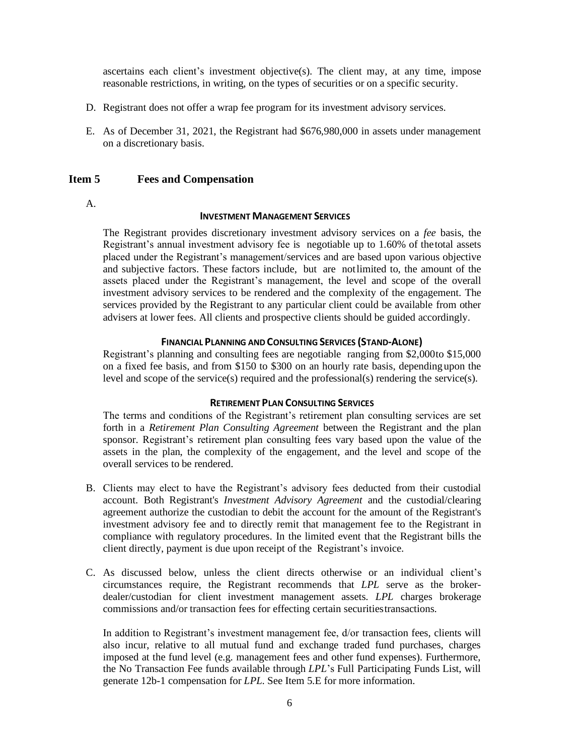ascertains each client's investment objective(s). The client may, at any time, impose reasonable restrictions, in writing, on the types of securities or on a specific security.

D. Registrant does not offer a wrap fee program for its investment advisory services.

E. As of December 31, 2021, the Registrant had $676,980,000 in assets under management on a discretionary basis.

## Item 5 Fees and Compensation

A.

**INVESTMENT MANAGEMENT SERVICES**

The Registrant provides discretionary investment advisory services on a *fee* basis, the Registrant's annual investment advisory fee is negotiable up to 1.60% of the total assets placed under the Registrant's management/services and are based upon various objective and subjective factors. These factors include, but are not limited to, the amount of the assets placed under the Registrant's management, the level and scope of the overall investment advisory services to be rendered and the complexity of the engagement. The services provided by the Registrant to any particular client could be available from other advisers at lower fees. All clients and prospective clients should be guided accordingly.

**FINANCIAL PLANNING AND CONSULTING SERVICES (STAND-ALONE)**

Registrant's planning and consulting fees are negotiable ranging from $2,000 to $15,000 on a fixed fee basis, and from $150 to $300 on an hourly rate basis, depending upon the level and scope of the service(s) required and the professional(s) rendering the service(s).

**RETIREMENT PLAN CONSULTING SERVICES**

The terms and conditions of the Registrant's retirement plan consulting services are set forth in a *Retirement Plan Consulting Agreement* between the Registrant and the plan sponsor. Registrant's retirement plan consulting fees vary based upon the value of the assets in the plan, the complexity of the engagement, and the level and scope of the overall services to be rendered.

B. Clients may elect to have the Registrant's advisory fees deducted from their custodial account. Both Registrant's *Investment Advisory Agreement* and the custodial/clearing agreement authorize the custodian to debit the account for the amount of the Registrant's investment advisory fee and to directly remit that management fee to the Registrant in compliance with regulatory procedures. In the limited event that the Registrant bills the client directly, payment is due upon receipt of the Registrant's invoice.

C. As discussed below, unless the client directs otherwise or an individual client's circumstances require, the Registrant recommends that *LPL* serve as the broker-dealer/custodian for client investment management assets. *LPL* charges brokerage commissions and/or transaction fees for effecting certain securities transactions.

In addition to Registrant's investment management fee, d/or transaction fees, clients will also incur, relative to all mutual fund and exchange traded fund purchases, charges imposed at the fund level (e.g. management fees and other fund expenses). Furthermore, the No Transaction Fee funds available through *LPL*'s Full Participating Funds List, will generate 12b-1 compensation for *LPL*. See Item 5.E for more information.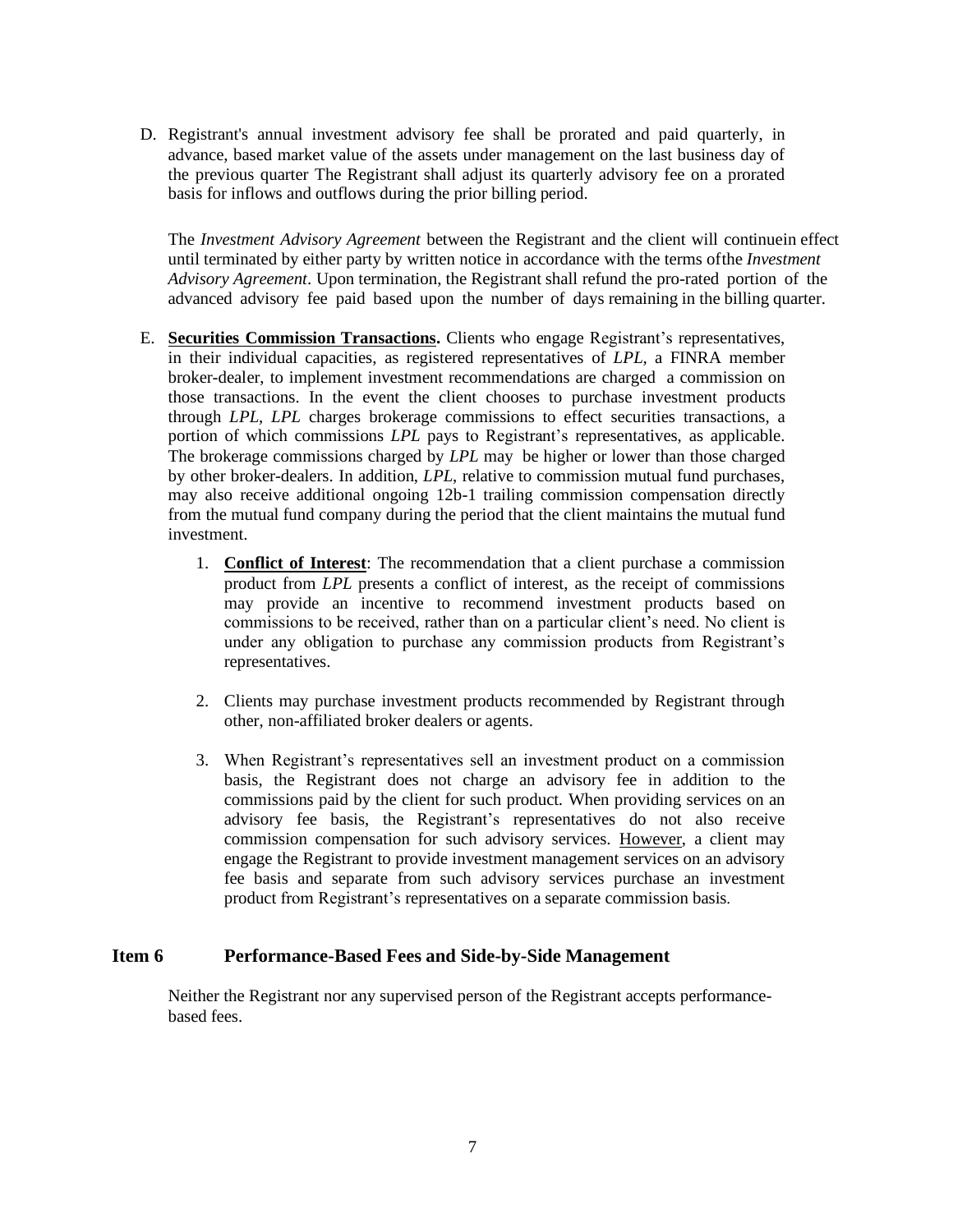D. Registrant's annual investment advisory fee shall be prorated and paid quarterly, in advance, based market value of the assets under management on the last business day of the previous quarter The Registrant shall adjust its quarterly advisory fee on a prorated basis for inflows and outflows during the prior billing period.

   The *Investment Advisory Agreement* between the Registrant and the client will continuein effect until terminated by either party by written notice in accordance with the terms ofthe *Investment Advisory Agreement*. Upon termination, the Registrant shall refund the pro-rated portion of the advanced advisory fee paid based upon the number of days remaining in the billing quarter.

E. **Securities Commission Transactions.** Clients who engage Registrant's representatives, in their individual capacities, as registered representatives of *LPL*, a FINRA member broker-dealer, to implement investment recommendations are charged a commission on those transactions. In the event the client chooses to purchase investment products through *LPL*, *LPL* charges brokerage commissions to effect securities transactions, a portion of which commissions *LPL* pays to Registrant's representatives, as applicable. The brokerage commissions charged by *LPL* may be higher or lower than those charged by other broker-dealers. In addition, *LPL*, relative to commission mutual fund purchases, may also receive additional ongoing 12b-1 trailing commission compensation directly from the mutual fund company during the period that the client maintains the mutual fund investment.

   1. **Conflict of Interest**: The recommendation that a client purchase a commission product from *LPL* presents a conflict of interest, as the receipt of commissions may provide an incentive to recommend investment products based on commissions to be received, rather than on a particular client's need. No client is under any obligation to purchase any commission products from Registrant's representatives.

   2. Clients may purchase investment products recommended by Registrant through other, non-affiliated broker dealers or agents.

   3. When Registrant's representatives sell an investment product on a commission basis, the Registrant does not charge an advisory fee in addition to the commissions paid by the client for such product. When providing services on an advisory fee basis, the Registrant's representatives do not also receive commission compensation for such advisory services. However, a client may engage the Registrant to provide investment management services on an advisory fee basis and separate from such advisory services purchase an investment product from Registrant's representatives on a separate commission basis.

## Item 6 Performance-Based Fees and Side-by-Side Management

Neither the Registrant nor any supervised person of the Registrant accepts performance-based fees.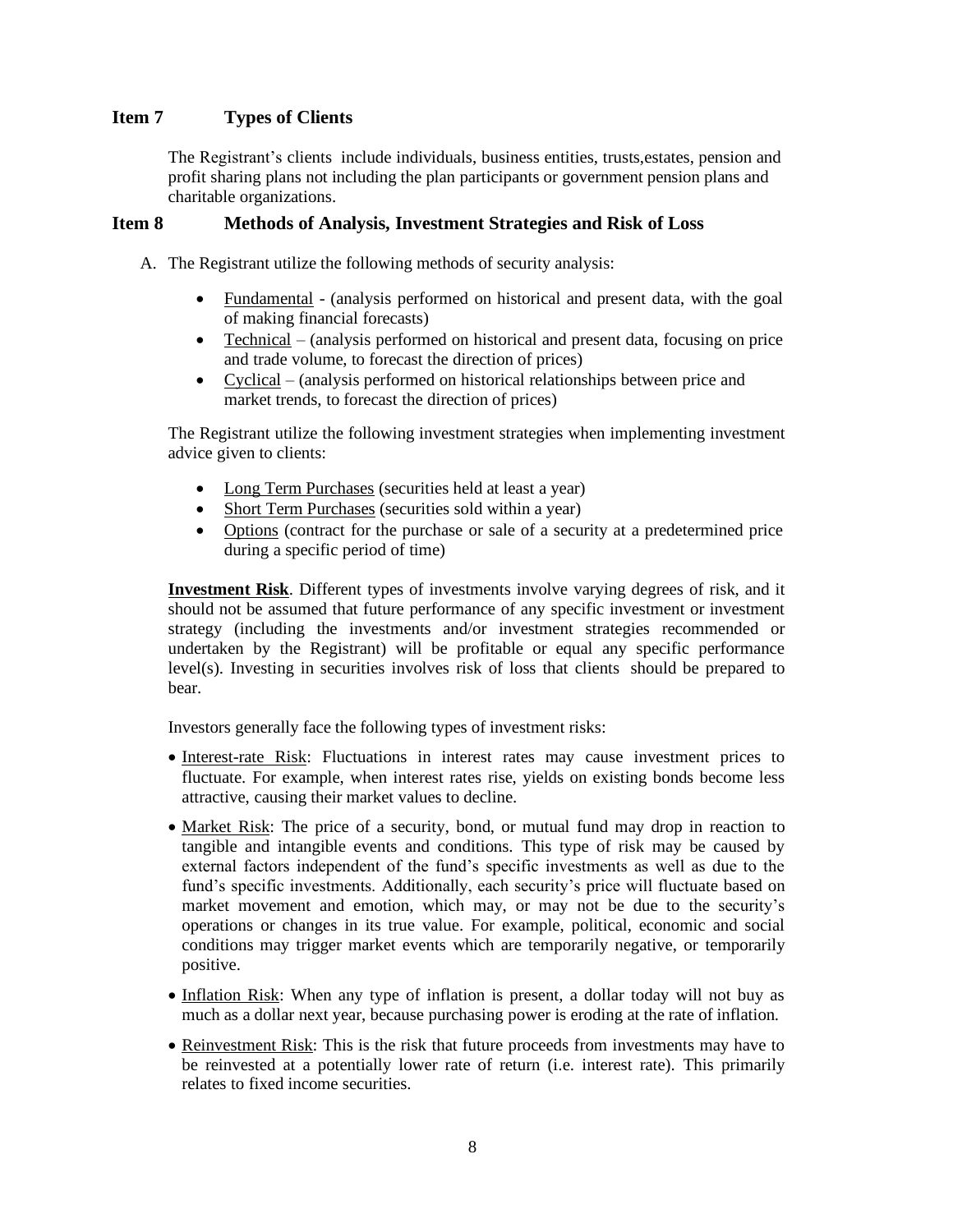## Item 7 Types of Clients

The Registrant's clients include individuals, business entities, trusts,estates, pension and profit sharing plans not including the plan participants or government pension plans and charitable organizations.

## Item 8 Methods of Analysis, Investment Strategies and Risk of Loss

A. The Registrant utilize the following methods of security analysis:

- Fundamental - (analysis performed on historical and present data, with the goal of making financial forecasts)
- Technical – (analysis performed on historical and present data, focusing on price and trade volume, to forecast the direction of prices)
- Cyclical – (analysis performed on historical relationships between price and market trends, to forecast the direction of prices)

The Registrant utilize the following investment strategies when implementing investment advice given to clients:

- Long Term Purchases (securities held at least a year)
- Short Term Purchases (securities sold within a year)
- Options (contract for the purchase or sale of a security at a predetermined price during a specific period of time)

**Investment Risk**. Different types of investments involve varying degrees of risk, and it should not be assumed that future performance of any specific investment or investment strategy (including the investments and/or investment strategies recommended or undertaken by the Registrant) will be profitable or equal any specific performance level(s). Investing in securities involves risk of loss that clients should be prepared to bear.

Investors generally face the following types of investment risks:

- Interest-rate Risk: Fluctuations in interest rates may cause investment prices to fluctuate. For example, when interest rates rise, yields on existing bonds become less attractive, causing their market values to decline.
- Market Risk: The price of a security, bond, or mutual fund may drop in reaction to tangible and intangible events and conditions. This type of risk may be caused by external factors independent of the fund's specific investments as well as due to the fund's specific investments. Additionally, each security's price will fluctuate based on market movement and emotion, which may, or may not be due to the security's operations or changes in its true value. For example, political, economic and social conditions may trigger market events which are temporarily negative, or temporarily positive.
- Inflation Risk: When any type of inflation is present, a dollar today will not buy as much as a dollar next year, because purchasing power is eroding at the rate of inflation.
- Reinvestment Risk: This is the risk that future proceeds from investments may have to be reinvested at a potentially lower rate of return (i.e. interest rate). This primarily relates to fixed income securities.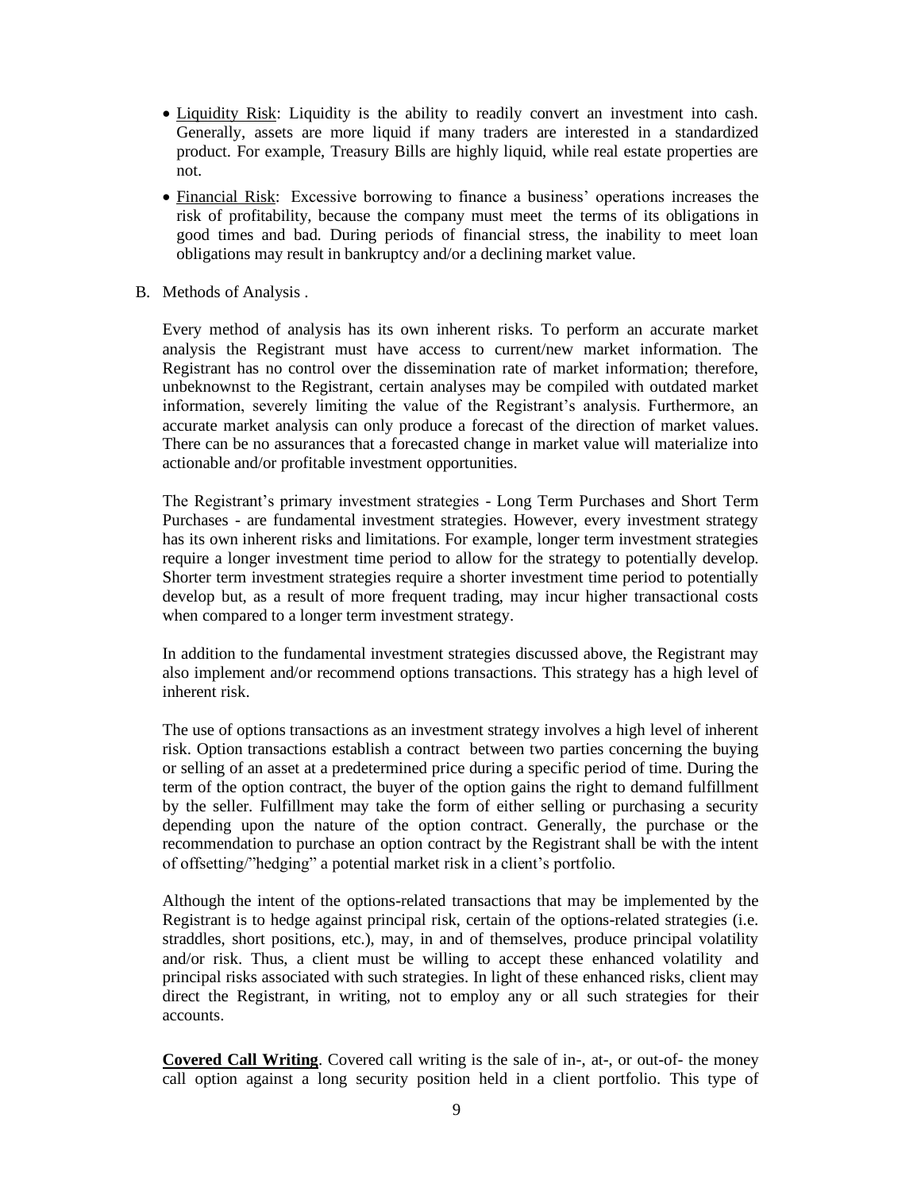- Liquidity Risk: Liquidity is the ability to readily convert an investment into cash. Generally, assets are more liquid if many traders are interested in a standardized product. For example, Treasury Bills are highly liquid, while real estate properties are not.
- Financial Risk: Excessive borrowing to finance a business' operations increases the risk of profitability, because the company must meet the terms of its obligations in good times and bad. During periods of financial stress, the inability to meet loan obligations may result in bankruptcy and/or a declining market value.

B. Methods of Analysis .

Every method of analysis has its own inherent risks. To perform an accurate market analysis the Registrant must have access to current/new market information. The Registrant has no control over the dissemination rate of market information; therefore, unbeknownst to the Registrant, certain analyses may be compiled with outdated market information, severely limiting the value of the Registrant's analysis. Furthermore, an accurate market analysis can only produce a forecast of the direction of market values. There can be no assurances that a forecasted change in market value will materialize into actionable and/or profitable investment opportunities.

The Registrant's primary investment strategies - Long Term Purchases and Short Term Purchases - are fundamental investment strategies. However, every investment strategy has its own inherent risks and limitations. For example, longer term investment strategies require a longer investment time period to allow for the strategy to potentially develop. Shorter term investment strategies require a shorter investment time period to potentially develop but, as a result of more frequent trading, may incur higher transactional costs when compared to a longer term investment strategy.

In addition to the fundamental investment strategies discussed above, the Registrant may also implement and/or recommend options transactions. This strategy has a high level of inherent risk.

The use of options transactions as an investment strategy involves a high level of inherent risk. Option transactions establish a contract between two parties concerning the buying or selling of an asset at a predetermined price during a specific period of time. During the term of the option contract, the buyer of the option gains the right to demand fulfillment by the seller. Fulfillment may take the form of either selling or purchasing a security depending upon the nature of the option contract. Generally, the purchase or the recommendation to purchase an option contract by the Registrant shall be with the intent of offsetting/"hedging" a potential market risk in a client's portfolio.

Although the intent of the options-related transactions that may be implemented by the Registrant is to hedge against principal risk, certain of the options-related strategies (i.e. straddles, short positions, etc.), may, in and of themselves, produce principal volatility and/or risk. Thus, a client must be willing to accept these enhanced volatility and principal risks associated with such strategies. In light of these enhanced risks, client may direct the Registrant, in writing, not to employ any or all such strategies for their accounts.

**Covered Call Writing**. Covered call writing is the sale of in-, at-, or out-of- the money call option against a long security position held in a client portfolio. This type of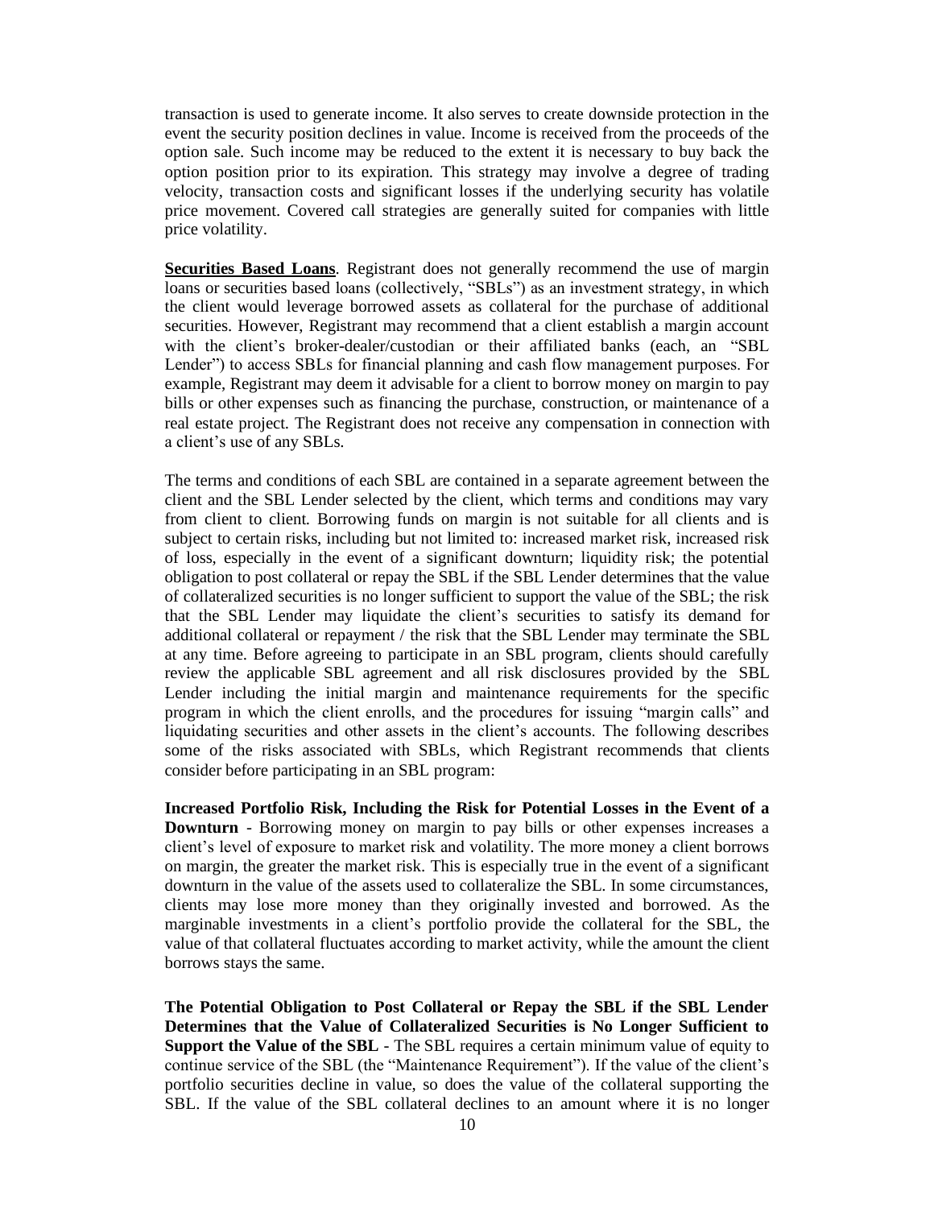transaction is used to generate income. It also serves to create downside protection in the event the security position declines in value. Income is received from the proceeds of the option sale. Such income may be reduced to the extent it is necessary to buy back the option position prior to its expiration. This strategy may involve a degree of trading velocity, transaction costs and significant losses if the underlying security has volatile price movement. Covered call strategies are generally suited for companies with little price volatility.

**Securities Based Loans**. Registrant does not generally recommend the use of margin loans or securities based loans (collectively, "SBLs") as an investment strategy, in which the client would leverage borrowed assets as collateral for the purchase of additional securities. However, Registrant may recommend that a client establish a margin account with the client's broker-dealer/custodian or their affiliated banks (each, an "SBL Lender") to access SBLs for financial planning and cash flow management purposes. For example, Registrant may deem it advisable for a client to borrow money on margin to pay bills or other expenses such as financing the purchase, construction, or maintenance of a real estate project. The Registrant does not receive any compensation in connection with a client's use of any SBLs.

The terms and conditions of each SBL are contained in a separate agreement between the client and the SBL Lender selected by the client, which terms and conditions may vary from client to client. Borrowing funds on margin is not suitable for all clients and is subject to certain risks, including but not limited to: increased market risk, increased risk of loss, especially in the event of a significant downturn; liquidity risk; the potential obligation to post collateral or repay the SBL if the SBL Lender determines that the value of collateralized securities is no longer sufficient to support the value of the SBL; the risk that the SBL Lender may liquidate the client's securities to satisfy its demand for additional collateral or repayment / the risk that the SBL Lender may terminate the SBL at any time. Before agreeing to participate in an SBL program, clients should carefully review the applicable SBL agreement and all risk disclosures provided by the SBL Lender including the initial margin and maintenance requirements for the specific program in which the client enrolls, and the procedures for issuing "margin calls" and liquidating securities and other assets in the client's accounts. The following describes some of the risks associated with SBLs, which Registrant recommends that clients consider before participating in an SBL program:

**Increased Portfolio Risk, Including the Risk for Potential Losses in the Event of a Downturn** - Borrowing money on margin to pay bills or other expenses increases a client's level of exposure to market risk and volatility. The more money a client borrows on margin, the greater the market risk. This is especially true in the event of a significant downturn in the value of the assets used to collateralize the SBL. In some circumstances, clients may lose more money than they originally invested and borrowed. As the marginable investments in a client's portfolio provide the collateral for the SBL, the value of that collateral fluctuates according to market activity, while the amount the client borrows stays the same.

**The Potential Obligation to Post Collateral or Repay the SBL if the SBL Lender Determines that the Value of Collateralized Securities is No Longer Sufficient to Support the Value of the SBL** - The SBL requires a certain minimum value of equity to continue service of the SBL (the "Maintenance Requirement"). If the value of the client's portfolio securities decline in value, so does the value of the collateral supporting the SBL. If the value of the SBL collateral declines to an amount where it is no longer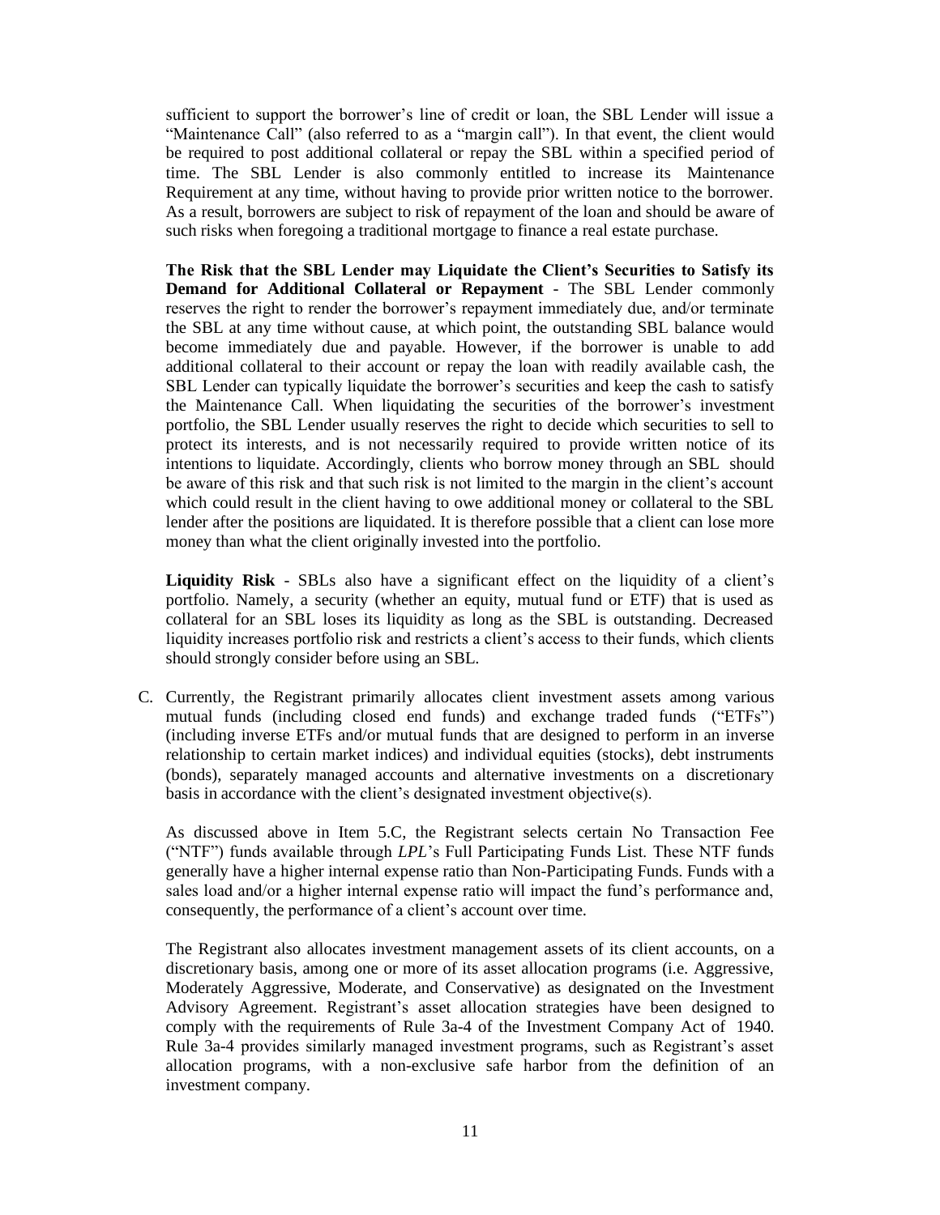sufficient to support the borrower's line of credit or loan, the SBL Lender will issue a "Maintenance Call" (also referred to as a "margin call"). In that event, the client would be required to post additional collateral or repay the SBL within a specified period of time. The SBL Lender is also commonly entitled to increase its Maintenance Requirement at any time, without having to provide prior written notice to the borrower. As a result, borrowers are subject to risk of repayment of the loan and should be aware of such risks when foregoing a traditional mortgage to finance a real estate purchase.

**The Risk that the SBL Lender may Liquidate the Client's Securities to Satisfy its Demand for Additional Collateral or Repayment** - The SBL Lender commonly reserves the right to render the borrower's repayment immediately due, and/or terminate the SBL at any time without cause, at which point, the outstanding SBL balance would become immediately due and payable. However, if the borrower is unable to add additional collateral to their account or repay the loan with readily available cash, the SBL Lender can typically liquidate the borrower's securities and keep the cash to satisfy the Maintenance Call. When liquidating the securities of the borrower's investment portfolio, the SBL Lender usually reserves the right to decide which securities to sell to protect its interests, and is not necessarily required to provide written notice of its intentions to liquidate. Accordingly, clients who borrow money through an SBL should be aware of this risk and that such risk is not limited to the margin in the client's account which could result in the client having to owe additional money or collateral to the SBL lender after the positions are liquidated. It is therefore possible that a client can lose more money than what the client originally invested into the portfolio.

**Liquidity Risk** - SBLs also have a significant effect on the liquidity of a client's portfolio. Namely, a security (whether an equity, mutual fund or ETF) that is used as collateral for an SBL loses its liquidity as long as the SBL is outstanding. Decreased liquidity increases portfolio risk and restricts a client's access to their funds, which clients should strongly consider before using an SBL.

C. Currently, the Registrant primarily allocates client investment assets among various mutual funds (including closed end funds) and exchange traded funds ("ETFs") (including inverse ETFs and/or mutual funds that are designed to perform in an inverse relationship to certain market indices) and individual equities (stocks), debt instruments (bonds), separately managed accounts and alternative investments on a discretionary basis in accordance with the client's designated investment objective(s).

As discussed above in Item 5.C, the Registrant selects certain No Transaction Fee ("NTF") funds available through *LPL*'s Full Participating Funds List. These NTF funds generally have a higher internal expense ratio than Non-Participating Funds. Funds with a sales load and/or a higher internal expense ratio will impact the fund's performance and, consequently, the performance of a client's account over time.

The Registrant also allocates investment management assets of its client accounts, on a discretionary basis, among one or more of its asset allocation programs (i.e. Aggressive, Moderately Aggressive, Moderate, and Conservative) as designated on the Investment Advisory Agreement. Registrant's asset allocation strategies have been designed to comply with the requirements of Rule 3a-4 of the Investment Company Act of 1940. Rule 3a-4 provides similarly managed investment programs, such as Registrant's asset allocation programs, with a non-exclusive safe harbor from the definition of an investment company.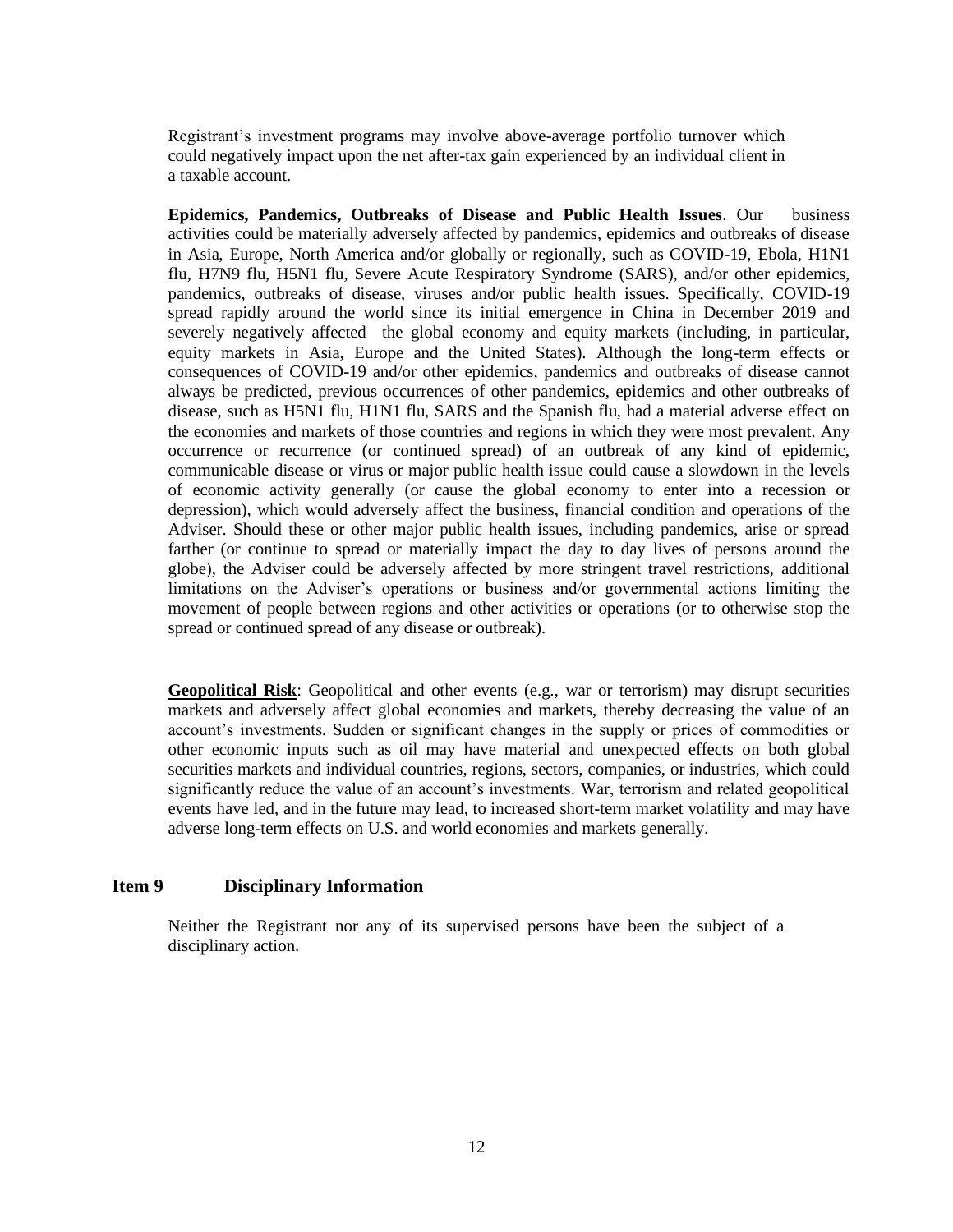Registrant's investment programs may involve above-average portfolio turnover which could negatively impact upon the net after-tax gain experienced by an individual client in a taxable account.

**Epidemics, Pandemics, Outbreaks of Disease and Public Health Issues**. Our business activities could be materially adversely affected by pandemics, epidemics and outbreaks of disease in Asia, Europe, North America and/or globally or regionally, such as COVID-19, Ebola, H1N1 flu, H7N9 flu, H5N1 flu, Severe Acute Respiratory Syndrome (SARS), and/or other epidemics, pandemics, outbreaks of disease, viruses and/or public health issues. Specifically, COVID-19 spread rapidly around the world since its initial emergence in China in December 2019 and severely negatively affected the global economy and equity markets (including, in particular, equity markets in Asia, Europe and the United States). Although the long-term effects or consequences of COVID-19 and/or other epidemics, pandemics and outbreaks of disease cannot always be predicted, previous occurrences of other pandemics, epidemics and other outbreaks of disease, such as H5N1 flu, H1N1 flu, SARS and the Spanish flu, had a material adverse effect on the economies and markets of those countries and regions in which they were most prevalent. Any occurrence or recurrence (or continued spread) of an outbreak of any kind of epidemic, communicable disease or virus or major public health issue could cause a slowdown in the levels of economic activity generally (or cause the global economy to enter into a recession or depression), which would adversely affect the business, financial condition and operations of the Adviser. Should these or other major public health issues, including pandemics, arise or spread farther (or continue to spread or materially impact the day to day lives of persons around the globe), the Adviser could be adversely affected by more stringent travel restrictions, additional limitations on the Adviser's operations or business and/or governmental actions limiting the movement of people between regions and other activities or operations (or to otherwise stop the spread or continued spread of any disease or outbreak).

**Geopolitical Risk**: Geopolitical and other events (e.g., war or terrorism) may disrupt securities markets and adversely affect global economies and markets, thereby decreasing the value of an account's investments. Sudden or significant changes in the supply or prices of commodities or other economic inputs such as oil may have material and unexpected effects on both global securities markets and individual countries, regions, sectors, companies, or industries, which could significantly reduce the value of an account's investments. War, terrorism and related geopolitical events have led, and in the future may lead, to increased short-term market volatility and may have adverse long-term effects on U.S. and world economies and markets generally.

## Item 9 Disciplinary Information

Neither the Registrant nor any of its supervised persons have been the subject of a disciplinary action.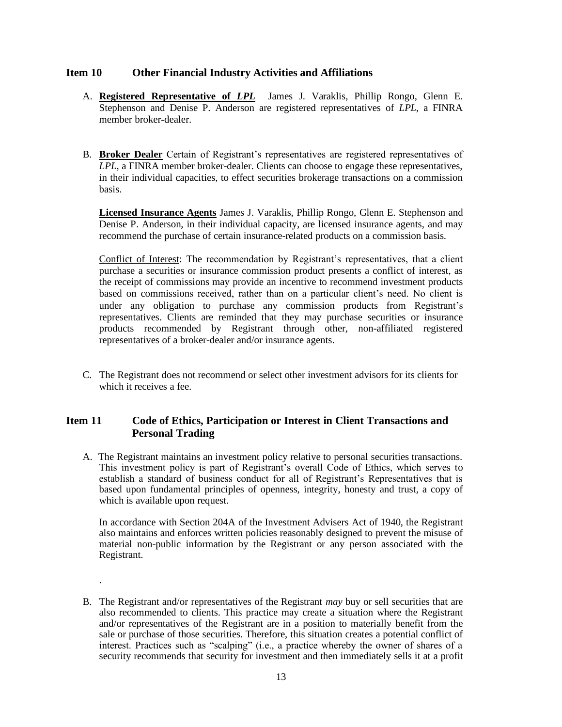## Item 10 Other Financial Industry Activities and Affiliations

A. **Registered Representative of *LPL*** James J. Varaklis, Phillip Rongo, Glenn E. Stephenson and Denise P. Anderson are registered representatives of *LPL*, a FINRA member broker-dealer.

B. **Broker Dealer** Certain of Registrant's representatives are registered representatives of *LPL*, a FINRA member broker-dealer. Clients can choose to engage these representatives, in their individual capacities, to effect securities brokerage transactions on a commission basis.

**Licensed Insurance Agents** James J. Varaklis, Phillip Rongo, Glenn E. Stephenson and Denise P. Anderson, in their individual capacity, are licensed insurance agents, and may recommend the purchase of certain insurance-related products on a commission basis.

Conflict of Interest: The recommendation by Registrant's representatives, that a client purchase a securities or insurance commission product presents a conflict of interest, as the receipt of commissions may provide an incentive to recommend investment products based on commissions received, rather than on a particular client's need. No client is under any obligation to purchase any commission products from Registrant's representatives. Clients are reminded that they may purchase securities or insurance products recommended by Registrant through other, non-affiliated registered representatives of a broker-dealer and/or insurance agents.

C. The Registrant does not recommend or select other investment advisors for its clients for which it receives a fee.

## Item 11 Code of Ethics, Participation or Interest in Client Transactions and Personal Trading

A. The Registrant maintains an investment policy relative to personal securities transactions. This investment policy is part of Registrant's overall Code of Ethics, which serves to establish a standard of business conduct for all of Registrant's Representatives that is based upon fundamental principles of openness, integrity, honesty and trust, a copy of which is available upon request.

In accordance with Section 204A of the Investment Advisers Act of 1940, the Registrant also maintains and enforces written policies reasonably designed to prevent the misuse of material non-public information by the Registrant or any person associated with the Registrant.

.

B. The Registrant and/or representatives of the Registrant *may* buy or sell securities that are also recommended to clients. This practice may create a situation where the Registrant and/or representatives of the Registrant are in a position to materially benefit from the sale or purchase of those securities. Therefore, this situation creates a potential conflict of interest. Practices such as "scalping" (i.e., a practice whereby the owner of shares of a security recommends that security for investment and then immediately sells it at a profit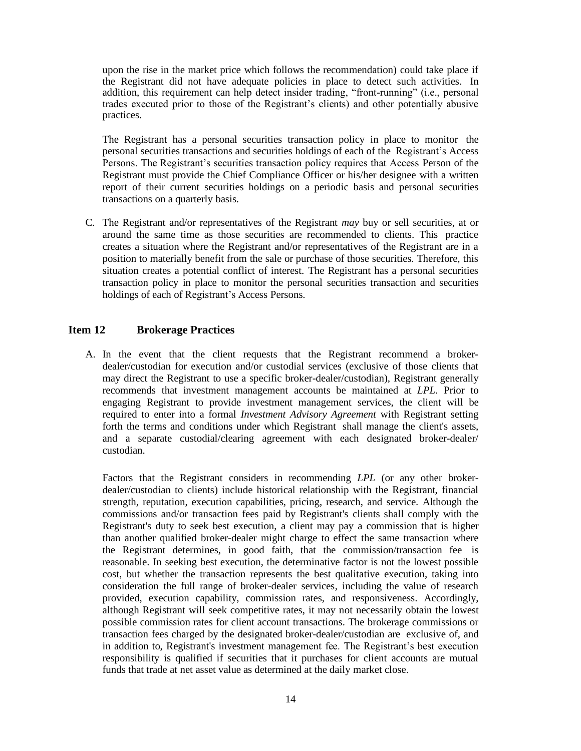upon the rise in the market price which follows the recommendation) could take place if the Registrant did not have adequate policies in place to detect such activities. In addition, this requirement can help detect insider trading, "front-running" (i.e., personal trades executed prior to those of the Registrant's clients) and other potentially abusive practices.

The Registrant has a personal securities transaction policy in place to monitor the personal securities transactions and securities holdings of each of the Registrant's Access Persons. The Registrant's securities transaction policy requires that Access Person of the Registrant must provide the Chief Compliance Officer or his/her designee with a written report of their current securities holdings on a periodic basis and personal securities transactions on a quarterly basis.

C. The Registrant and/or representatives of the Registrant *may* buy or sell securities, at or around the same time as those securities are recommended to clients. This practice creates a situation where the Registrant and/or representatives of the Registrant are in a position to materially benefit from the sale or purchase of those securities. Therefore, this situation creates a potential conflict of interest. The Registrant has a personal securities transaction policy in place to monitor the personal securities transaction and securities holdings of each of Registrant's Access Persons.

## Item 12 Brokerage Practices

A. In the event that the client requests that the Registrant recommend a broker-dealer/custodian for execution and/or custodial services (exclusive of those clients that may direct the Registrant to use a specific broker-dealer/custodian), Registrant generally recommends that investment management accounts be maintained at *LPL*. Prior to engaging Registrant to provide investment management services, the client will be required to enter into a formal *Investment Advisory Agreement* with Registrant setting forth the terms and conditions under which Registrant shall manage the client's assets, and a separate custodial/clearing agreement with each designated broker-dealer/ custodian.

Factors that the Registrant considers in recommending *LPL* (or any other broker-dealer/custodian to clients) include historical relationship with the Registrant, financial strength, reputation, execution capabilities, pricing, research, and service. Although the commissions and/or transaction fees paid by Registrant's clients shall comply with the Registrant's duty to seek best execution, a client may pay a commission that is higher than another qualified broker-dealer might charge to effect the same transaction where the Registrant determines, in good faith, that the commission/transaction fee is reasonable. In seeking best execution, the determinative factor is not the lowest possible cost, but whether the transaction represents the best qualitative execution, taking into consideration the full range of broker-dealer services, including the value of research provided, execution capability, commission rates, and responsiveness. Accordingly, although Registrant will seek competitive rates, it may not necessarily obtain the lowest possible commission rates for client account transactions. The brokerage commissions or transaction fees charged by the designated broker-dealer/custodian are exclusive of, and in addition to, Registrant's investment management fee. The Registrant's best execution responsibility is qualified if securities that it purchases for client accounts are mutual funds that trade at net asset value as determined at the daily market close.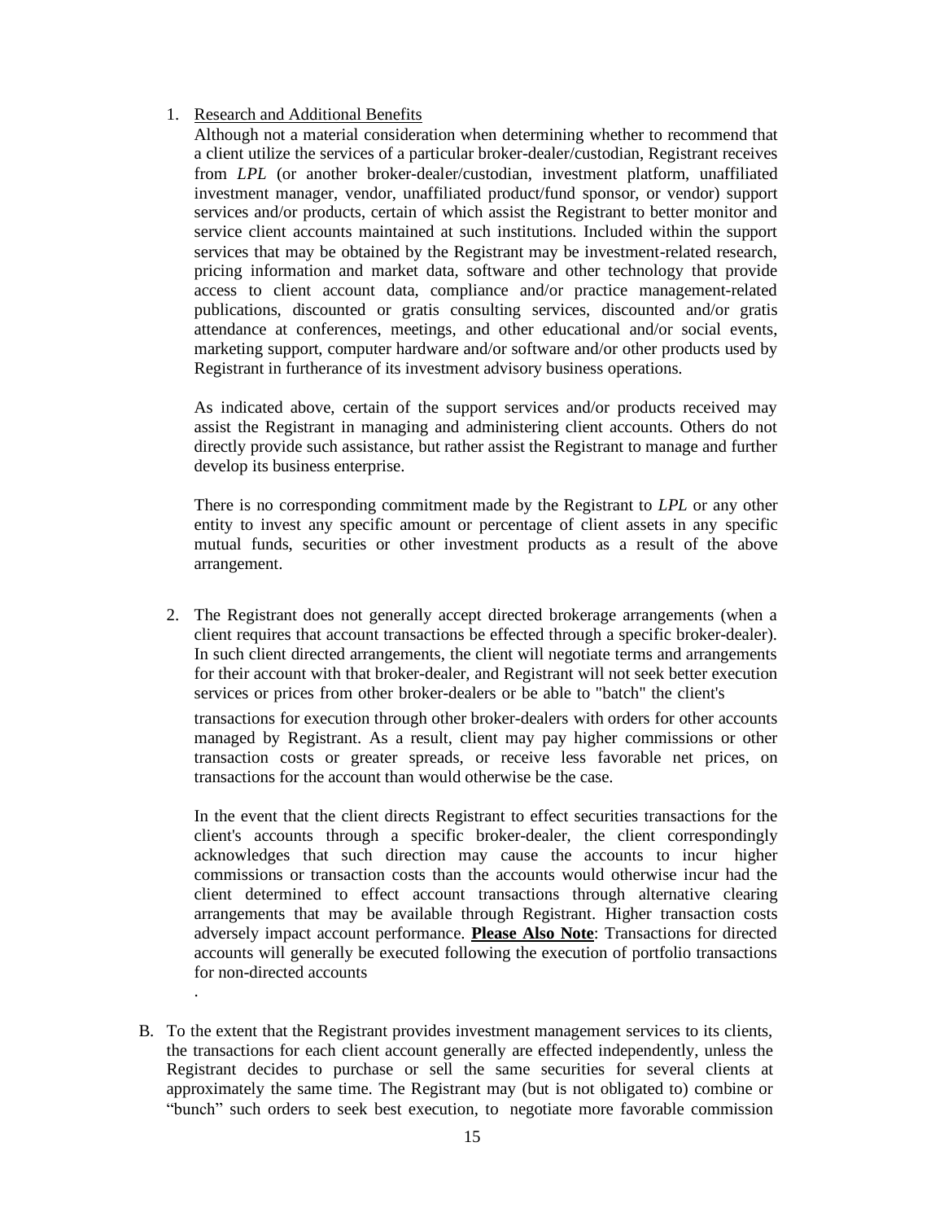1. Research and Additional Benefits

   Although not a material consideration when determining whether to recommend that a client utilize the services of a particular broker-dealer/custodian, Registrant receives from *LPL* (or another broker-dealer/custodian, investment platform, unaffiliated investment manager, vendor, unaffiliated product/fund sponsor, or vendor) support services and/or products, certain of which assist the Registrant to better monitor and service client accounts maintained at such institutions. Included within the support services that may be obtained by the Registrant may be investment-related research, pricing information and market data, software and other technology that provide access to client account data, compliance and/or practice management-related publications, discounted or gratis consulting services, discounted and/or gratis attendance at conferences, meetings, and other educational and/or social events, marketing support, computer hardware and/or software and/or other products used by Registrant in furtherance of its investment advisory business operations.

   As indicated above, certain of the support services and/or products received may assist the Registrant in managing and administering client accounts. Others do not directly provide such assistance, but rather assist the Registrant to manage and further develop its business enterprise.

   There is no corresponding commitment made by the Registrant to *LPL* or any other entity to invest any specific amount or percentage of client assets in any specific mutual funds, securities or other investment products as a result of the above arrangement.

2. The Registrant does not generally accept directed brokerage arrangements (when a client requires that account transactions be effected through a specific broker-dealer). In such client directed arrangements, the client will negotiate terms and arrangements for their account with that broker-dealer, and Registrant will not seek better execution services or prices from other broker-dealers or be able to "batch" the client's transactions for execution through other broker-dealers with orders for other accounts managed by Registrant. As a result, client may pay higher commissions or other transaction costs or greater spreads, or receive less favorable net prices, on transactions for the account than would otherwise be the case.

   In the event that the client directs Registrant to effect securities transactions for the client's accounts through a specific broker-dealer, the client correspondingly acknowledges that such direction may cause the accounts to incur higher commissions or transaction costs than the accounts would otherwise incur had the client determined to effect account transactions through alternative clearing arrangements that may be available through Registrant. Higher transaction costs adversely impact account performance. **Please Also Note**: Transactions for directed accounts will generally be executed following the execution of portfolio transactions for non-directed accounts

   .

B. To the extent that the Registrant provides investment management services to its clients, the transactions for each client account generally are effected independently, unless the Registrant decides to purchase or sell the same securities for several clients at approximately the same time. The Registrant may (but is not obligated to) combine or "bunch" such orders to seek best execution, to negotiate more favorable commission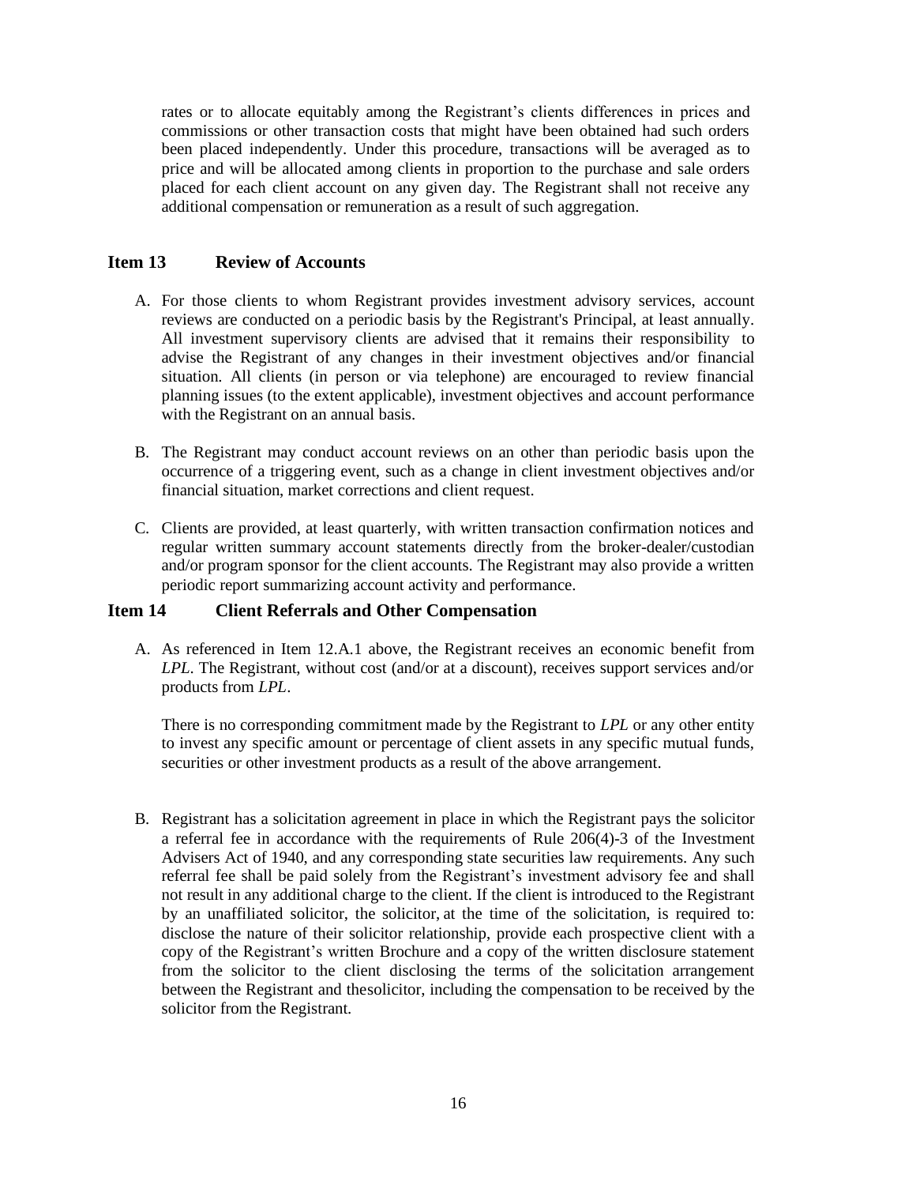rates or to allocate equitably among the Registrant's clients differences in prices and commissions or other transaction costs that might have been obtained had such orders been placed independently. Under this procedure, transactions will be averaged as to price and will be allocated among clients in proportion to the purchase and sale orders placed for each client account on any given day. The Registrant shall not receive any additional compensation or remuneration as a result of such aggregation.

## Item 13 Review of Accounts

A. For those clients to whom Registrant provides investment advisory services, account reviews are conducted on a periodic basis by the Registrant's Principal, at least annually. All investment supervisory clients are advised that it remains their responsibility to advise the Registrant of any changes in their investment objectives and/or financial situation. All clients (in person or via telephone) are encouraged to review financial planning issues (to the extent applicable), investment objectives and account performance with the Registrant on an annual basis.

B. The Registrant may conduct account reviews on an other than periodic basis upon the occurrence of a triggering event, such as a change in client investment objectives and/or financial situation, market corrections and client request.

C. Clients are provided, at least quarterly, with written transaction confirmation notices and regular written summary account statements directly from the broker-dealer/custodian and/or program sponsor for the client accounts. The Registrant may also provide a written periodic report summarizing account activity and performance.

## Item 14 Client Referrals and Other Compensation

A. As referenced in Item 12.A.1 above, the Registrant receives an economic benefit from *LPL*. The Registrant, without cost (and/or at a discount), receives support services and/or products from *LPL*.

There is no corresponding commitment made by the Registrant to *LPL* or any other entity to invest any specific amount or percentage of client assets in any specific mutual funds, securities or other investment products as a result of the above arrangement.

B. Registrant has a solicitation agreement in place in which the Registrant pays the solicitor a referral fee in accordance with the requirements of Rule 206(4)-3 of the Investment Advisers Act of 1940, and any corresponding state securities law requirements. Any such referral fee shall be paid solely from the Registrant's investment advisory fee and shall not result in any additional charge to the client. If the client is introduced to the Registrant by an unaffiliated solicitor, the solicitor, at the time of the solicitation, is required to: disclose the nature of their solicitor relationship, provide each prospective client with a copy of the Registrant's written Brochure and a copy of the written disclosure statement from the solicitor to the client disclosing the terms of the solicitation arrangement between the Registrant and thesolicitor, including the compensation to be received by the solicitor from the Registrant.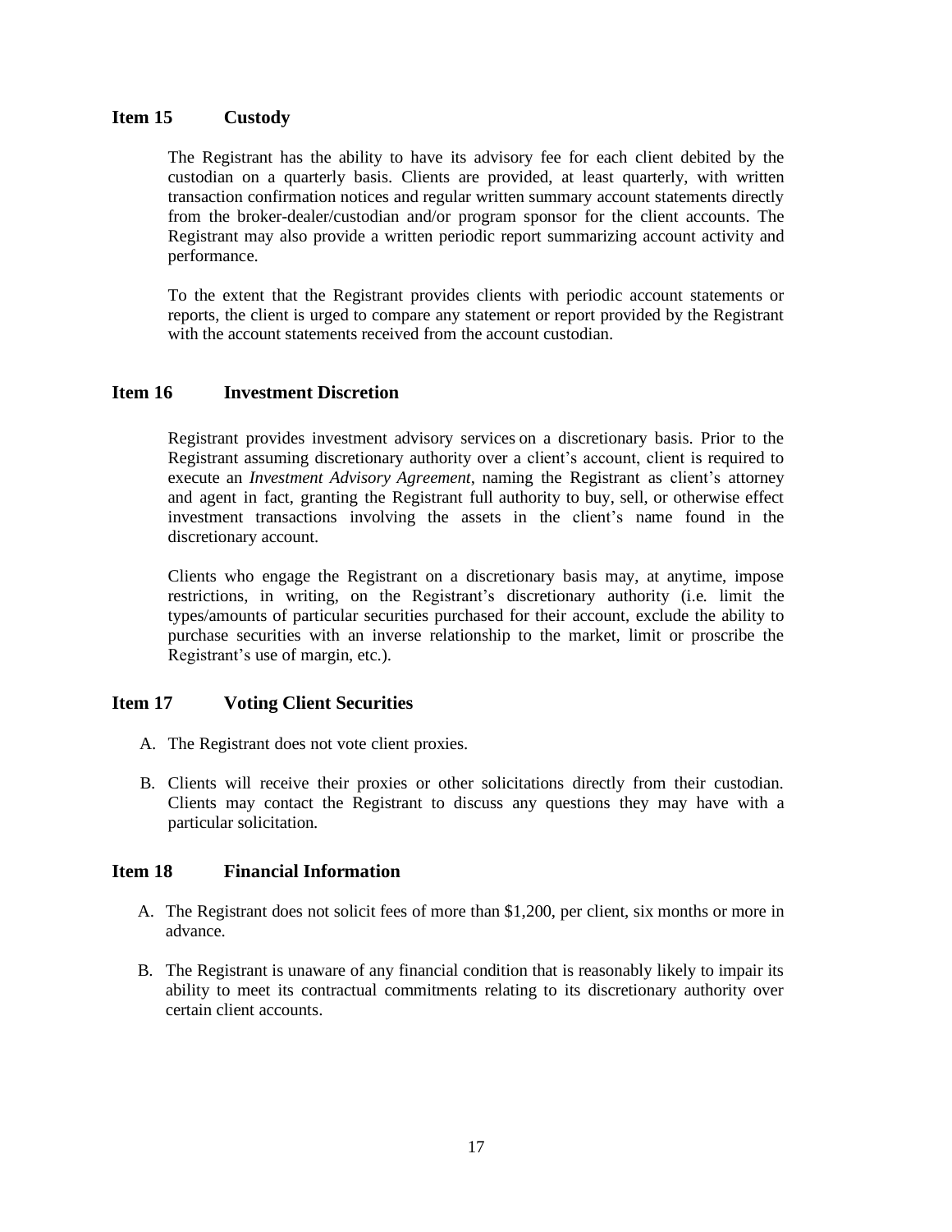## Item 15 Custody

The Registrant has the ability to have its advisory fee for each client debited by the custodian on a quarterly basis. Clients are provided, at least quarterly, with written transaction confirmation notices and regular written summary account statements directly from the broker-dealer/custodian and/or program sponsor for the client accounts. The Registrant may also provide a written periodic report summarizing account activity and performance.

To the extent that the Registrant provides clients with periodic account statements or reports, the client is urged to compare any statement or report provided by the Registrant with the account statements received from the account custodian.

## Item 16 Investment Discretion

Registrant provides investment advisory services on a discretionary basis. Prior to the Registrant assuming discretionary authority over a client's account, client is required to execute an *Investment Advisory Agreement*, naming the Registrant as client's attorney and agent in fact, granting the Registrant full authority to buy, sell, or otherwise effect investment transactions involving the assets in the client's name found in the discretionary account.

Clients who engage the Registrant on a discretionary basis may, at anytime, impose restrictions, in writing, on the Registrant's discretionary authority (i.e. limit the types/amounts of particular securities purchased for their account, exclude the ability to purchase securities with an inverse relationship to the market, limit or proscribe the Registrant's use of margin, etc.).

## Item 17 Voting Client Securities

A. The Registrant does not vote client proxies.

B. Clients will receive their proxies or other solicitations directly from their custodian. Clients may contact the Registrant to discuss any questions they may have with a particular solicitation.

## Item 18 Financial Information

A. The Registrant does not solicit fees of more than $1,200, per client, six months or more in advance.

B. The Registrant is unaware of any financial condition that is reasonably likely to impair its ability to meet its contractual commitments relating to its discretionary authority over certain client accounts.